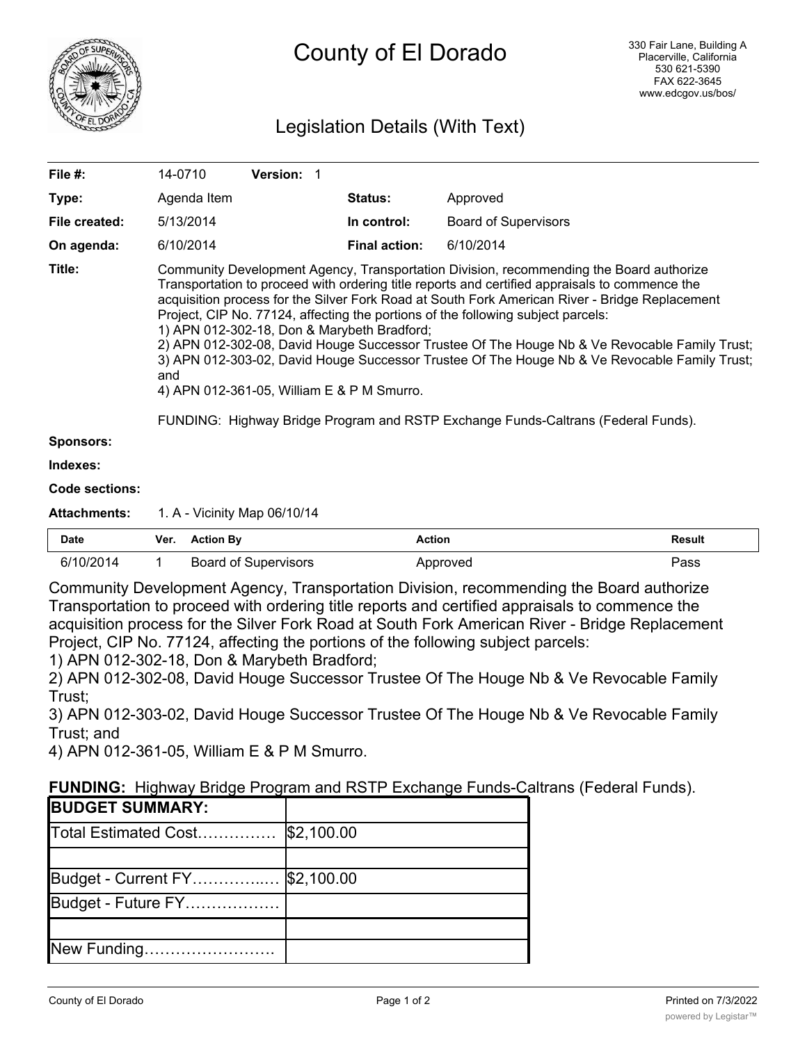# County of El Dorado

330 Fair Lane, Building A
Placerville, California
530 621-5390
FAX 622-3645
www.edcgov.us/bos/

## Legislation Details (With Text)

| | | | |
|---|---|---|---|
| **File #:** | 14-0710 **Version:** 1 | | |
| **Type:** | Agenda Item | **Status:** | Approved |
| **File created:** | 5/13/2014 | **In control:** | Board of Supervisors |
| **On agenda:** | 6/10/2014 | **Final action:** | 6/10/2014 |

**Title:** Community Development Agency, Transportation Division, recommending the Board authorize Transportation to proceed with ordering title reports and certified appraisals to commence the acquisition process for the Silver Fork Road at South Fork American River - Bridge Replacement Project, CIP No. 77124, affecting the portions of the following subject parcels:
1) APN 012-302-18, Don & Marybeth Bradford;
2) APN 012-302-08, David Houge Successor Trustee Of The Houge Nb & Ve Revocable Family Trust;
3) APN 012-303-02, David Houge Successor Trustee Of The Houge Nb & Ve Revocable Family Trust; and
4) APN 012-361-05, William E & P M Smurro.

FUNDING: Highway Bridge Program and RSTP Exchange Funds-Caltrans (Federal Funds).

**Sponsors:**

**Indexes:**

**Code sections:**

**Attachments:** 1. A - Vicinity Map 06/10/14

| Date | Ver. | Action By | Action | Result |
|---|---|---|---|---|
| 6/10/2014 | 1 | Board of Supervisors | Approved | Pass |

Community Development Agency, Transportation Division, recommending the Board authorize Transportation to proceed with ordering title reports and certified appraisals to commence the acquisition process for the Silver Fork Road at South Fork American River - Bridge Replacement Project, CIP No. 77124, affecting the portions of the following subject parcels:
1) APN 012-302-18, Don & Marybeth Bradford;
2) APN 012-302-08, David Houge Successor Trustee Of The Houge Nb & Ve Revocable Family Trust;
3) APN 012-303-02, David Houge Successor Trustee Of The Houge Nb & Ve Revocable Family Trust; and
4) APN 012-361-05, William E & P M Smurro.

**FUNDING:** Highway Bridge Program and RSTP Exchange Funds-Caltrans (Federal Funds).

| **BUDGET SUMMARY:** | |
|---|---|
| Total Estimated Cost…………… | $2,100.00 |
| | |
| Budget - Current FY……………… | $2,100.00 |
| Budget - Future FY……………… | |
| | |
| New Funding……………………. | |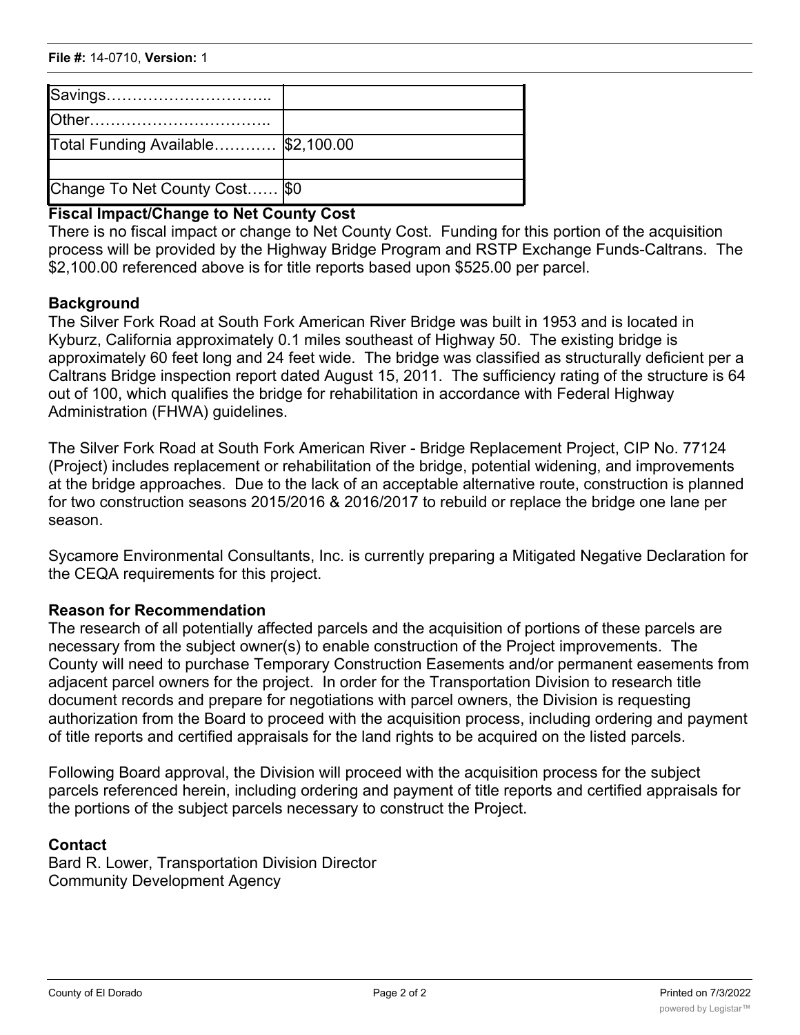| | |
|---|---|
| Savings………………………….. | |
| Other…………………………….. | |
| Total Funding Available………… | $2,100.00 |
| | |
| Change To Net County Cost…… | $0 |

**Fiscal Impact/Change to Net County Cost**

There is no fiscal impact or change to Net County Cost. Funding for this portion of the acquisition process will be provided by the Highway Bridge Program and RSTP Exchange Funds-Caltrans. The $2,100.00 referenced above is for title reports based upon $525.00 per parcel.

**Background**

The Silver Fork Road at South Fork American River Bridge was built in 1953 and is located in Kyburz, California approximately 0.1 miles southeast of Highway 50. The existing bridge is approximately 60 feet long and 24 feet wide. The bridge was classified as structurally deficient per a Caltrans Bridge inspection report dated August 15, 2011. The sufficiency rating of the structure is 64 out of 100, which qualifies the bridge for rehabilitation in accordance with Federal Highway Administration (FHWA) guidelines.

The Silver Fork Road at South Fork American River - Bridge Replacement Project, CIP No. 77124 (Project) includes replacement or rehabilitation of the bridge, potential widening, and improvements at the bridge approaches. Due to the lack of an acceptable alternative route, construction is planned for two construction seasons 2015/2016 & 2016/2017 to rebuild or replace the bridge one lane per season.

Sycamore Environmental Consultants, Inc. is currently preparing a Mitigated Negative Declaration for the CEQA requirements for this project.

**Reason for Recommendation**

The research of all potentially affected parcels and the acquisition of portions of these parcels are necessary from the subject owner(s) to enable construction of the Project improvements. The County will need to purchase Temporary Construction Easements and/or permanent easements from adjacent parcel owners for the project. In order for the Transportation Division to research title document records and prepare for negotiations with parcel owners, the Division is requesting authorization from the Board to proceed with the acquisition process, including ordering and payment of title reports and certified appraisals for the land rights to be acquired on the listed parcels.

Following Board approval, the Division will proceed with the acquisition process for the subject parcels referenced herein, including ordering and payment of title reports and certified appraisals for the portions of the subject parcels necessary to construct the Project.

**Contact**

Bard R. Lower, Transportation Division Director
Community Development Agency